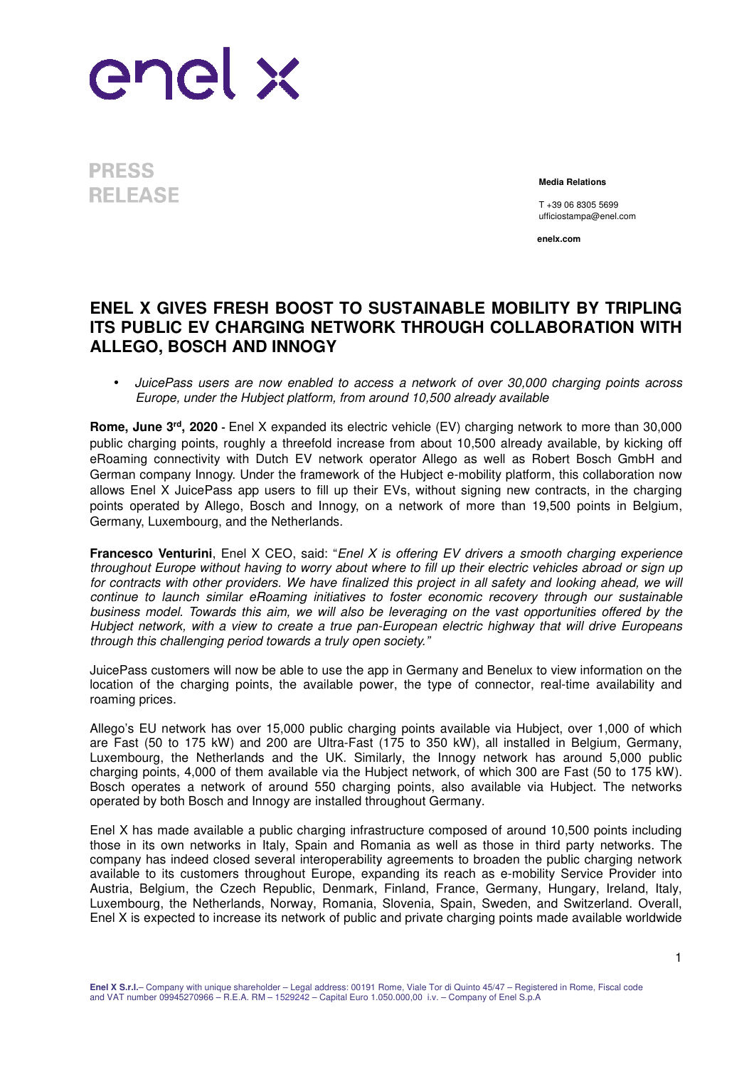**PRESS RELEASE**

**Media Relations**

T +39 06 8305 5699
ufficiostampa@enel.com

**enelx.com**

# ENEL X GIVES FRESH BOOST TO SUSTAINABLE MOBILITY BY TRIPLING ITS PUBLIC EV CHARGING NETWORK THROUGH COLLABORATION WITH ALLEGO, BOSCH AND INNOGY

- *JuicePass users are now enabled to access a network of over 30,000 charging points across Europe, under the Hubject platform, from around 10,500 already available*

**Rome, June 3rd, 2020** - Enel X expanded its electric vehicle (EV) charging network to more than 30,000 public charging points, roughly a threefold increase from about 10,500 already available, by kicking off eRoaming connectivity with Dutch EV network operator Allego as well as Robert Bosch GmbH and German company Innogy. Under the framework of the Hubject e-mobility platform, this collaboration now allows Enel X JuicePass app users to fill up their EVs, without signing new contracts, in the charging points operated by Allego, Bosch and Innogy, on a network of more than 19,500 points in Belgium, Germany, Luxembourg, and the Netherlands.

**Francesco Venturini**, Enel X CEO, said: "*Enel X is offering EV drivers a smooth charging experience throughout Europe without having to worry about where to fill up their electric vehicles abroad or sign up for contracts with other providers. We have finalized this project in all safety and looking ahead, we will continue to launch similar eRoaming initiatives to foster economic recovery through our sustainable business model. Towards this aim, we will also be leveraging on the vast opportunities offered by the Hubject network, with a view to create a true pan-European electric highway that will drive Europeans through this challenging period towards a truly open society.*"

JuicePass customers will now be able to use the app in Germany and Benelux to view information on the location of the charging points, the available power, the type of connector, real-time availability and roaming prices.

Allego's EU network has over 15,000 public charging points available via Hubject, over 1,000 of which are Fast (50 to 175 kW) and 200 are Ultra-Fast (175 to 350 kW), all installed in Belgium, Germany, Luxembourg, the Netherlands and the UK. Similarly, the Innogy network has around 5,000 public charging points, 4,000 of them available via the Hubject network, of which 300 are Fast (50 to 175 kW). Bosch operates a network of around 550 charging points, also available via Hubject. The networks operated by both Bosch and Innogy are installed throughout Germany.

Enel X has made available a public charging infrastructure composed of around 10,500 points including those in its own networks in Italy, Spain and Romania as well as those in third party networks. The company has indeed closed several interoperability agreements to broaden the public charging network available to its customers throughout Europe, expanding its reach as e-mobility Service Provider into Austria, Belgium, the Czech Republic, Denmark, Finland, France, Germany, Hungary, Ireland, Italy, Luxembourg, the Netherlands, Norway, Romania, Slovenia, Spain, Sweden, and Switzerland. Overall, Enel X is expected to increase its network of public and private charging points made available worldwide

**Enel X S.r.l.**– Company with unique shareholder – Legal address: 00191 Rome, Viale Tor di Quinto 45/47 – Registered in Rome, Fiscal code and VAT number 09945270966 – R.E.A. RM – 1529242 – Capital Euro 1.050.000,00 i.v. – Company of Enel S.p.A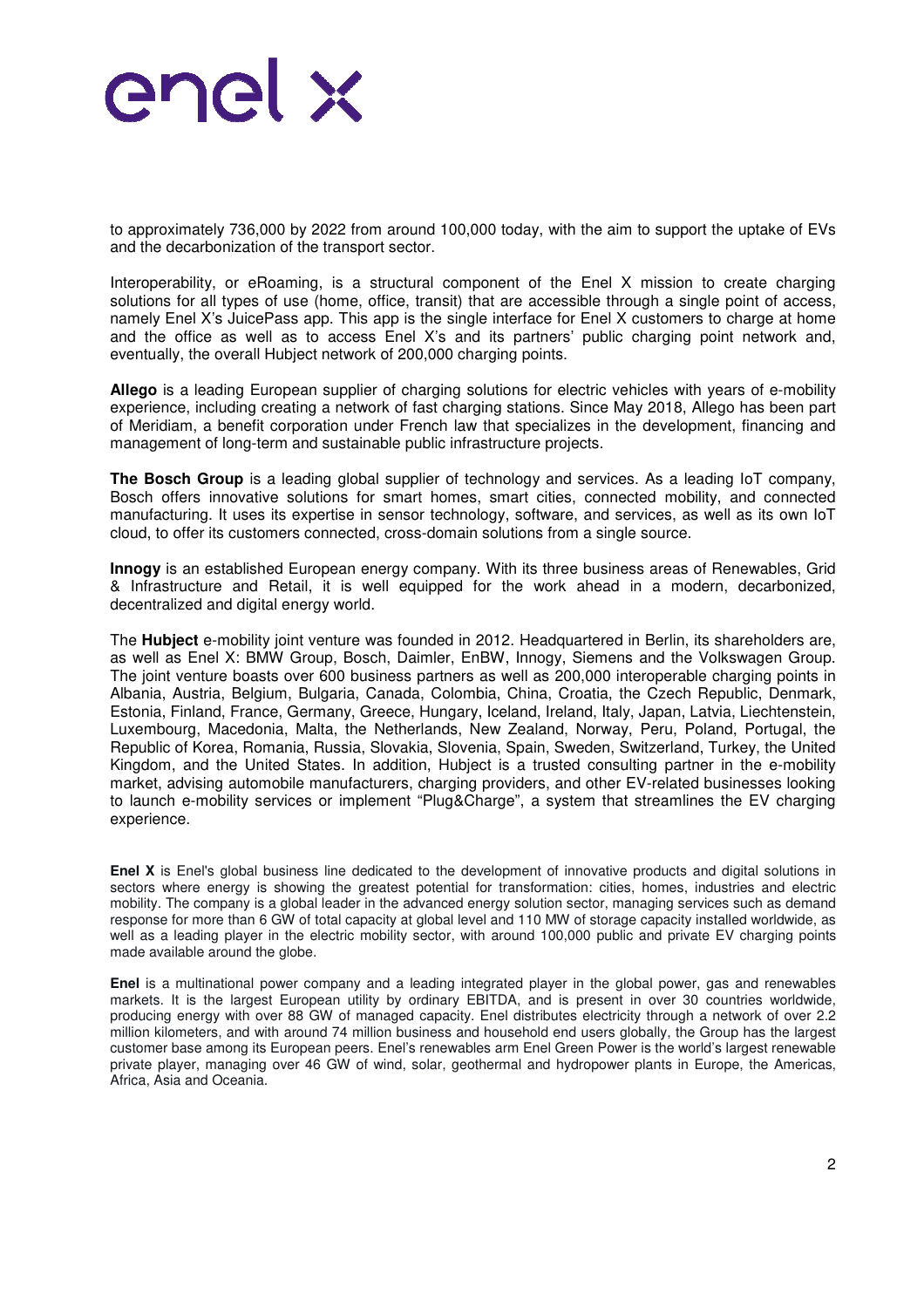to approximately 736,000 by 2022 from around 100,000 today, with the aim to support the uptake of EVs and the decarbonization of the transport sector.

Interoperability, or eRoaming, is a structural component of the Enel X mission to create charging solutions for all types of use (home, office, transit) that are accessible through a single point of access, namely Enel X's JuicePass app. This app is the single interface for Enel X customers to charge at home and the office as well as to access Enel X's and its partners' public charging point network and, eventually, the overall Hubject network of 200,000 charging points.

**Allego** is a leading European supplier of charging solutions for electric vehicles with years of e-mobility experience, including creating a network of fast charging stations. Since May 2018, Allego has been part of Meridiam, a benefit corporation under French law that specializes in the development, financing and management of long-term and sustainable public infrastructure projects.

**The Bosch Group** is a leading global supplier of technology and services. As a leading IoT company, Bosch offers innovative solutions for smart homes, smart cities, connected mobility, and connected manufacturing. It uses its expertise in sensor technology, software, and services, as well as its own IoT cloud, to offer its customers connected, cross-domain solutions from a single source.

**Innogy** is an established European energy company. With its three business areas of Renewables, Grid & Infrastructure and Retail, it is well equipped for the work ahead in a modern, decarbonized, decentralized and digital energy world.

The **Hubject** e-mobility joint venture was founded in 2012. Headquartered in Berlin, its shareholders are, as well as Enel X: BMW Group, Bosch, Daimler, EnBW, Innogy, Siemens and the Volkswagen Group. The joint venture boasts over 600 business partners as well as 200,000 interoperable charging points in Albania, Austria, Belgium, Bulgaria, Canada, Colombia, China, Croatia, the Czech Republic, Denmark, Estonia, Finland, France, Germany, Greece, Hungary, Iceland, Ireland, Italy, Japan, Latvia, Liechtenstein, Luxembourg, Macedonia, Malta, the Netherlands, New Zealand, Norway, Peru, Poland, Portugal, the Republic of Korea, Romania, Russia, Slovakia, Slovenia, Spain, Sweden, Switzerland, Turkey, the United Kingdom, and the United States. In addition, Hubject is a trusted consulting partner in the e-mobility market, advising automobile manufacturers, charging providers, and other EV-related businesses looking to launch e-mobility services or implement "Plug&Charge", a system that streamlines the EV charging experience.

**Enel X** is Enel's global business line dedicated to the development of innovative products and digital solutions in sectors where energy is showing the greatest potential for transformation: cities, homes, industries and electric mobility. The company is a global leader in the advanced energy solution sector, managing services such as demand response for more than 6 GW of total capacity at global level and 110 MW of storage capacity installed worldwide, as well as a leading player in the electric mobility sector, with around 100,000 public and private EV charging points made available around the globe.

**Enel** is a multinational power company and a leading integrated player in the global power, gas and renewables markets. It is the largest European utility by ordinary EBITDA, and is present in over 30 countries worldwide, producing energy with over 88 GW of managed capacity. Enel distributes electricity through a network of over 2.2 million kilometers, and with around 74 million business and household end users globally, the Group has the largest customer base among its European peers. Enel's renewables arm Enel Green Power is the world's largest renewable private player, managing over 46 GW of wind, solar, geothermal and hydropower plants in Europe, the Americas, Africa, Asia and Oceania.